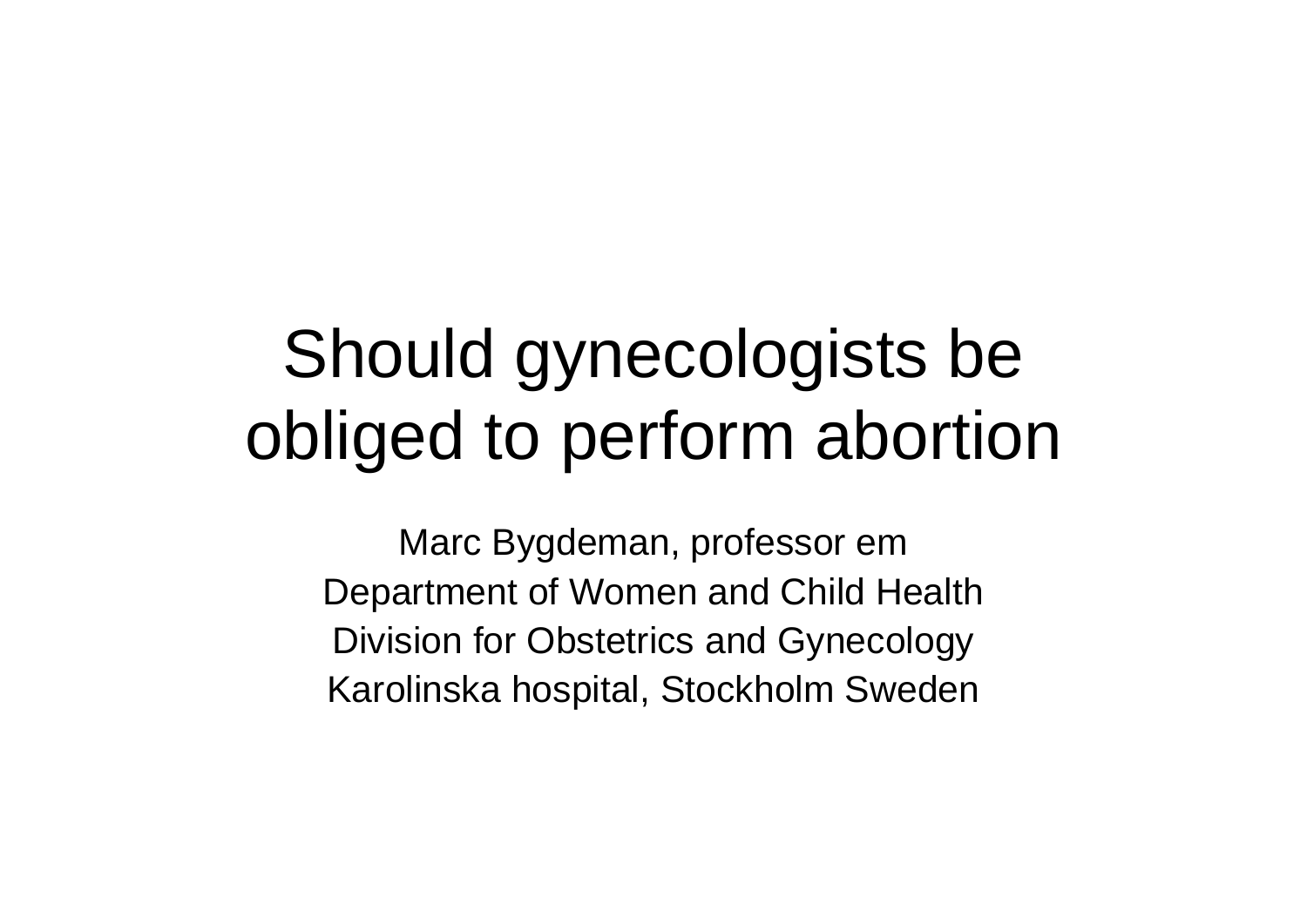# Should gynecologists be obliged to perform abortion

Marc Bygdeman, professor em

Department of Women and Child Health

Division for Obstetrics and Gynecology

Karolinska hospital, Stockholm Sweden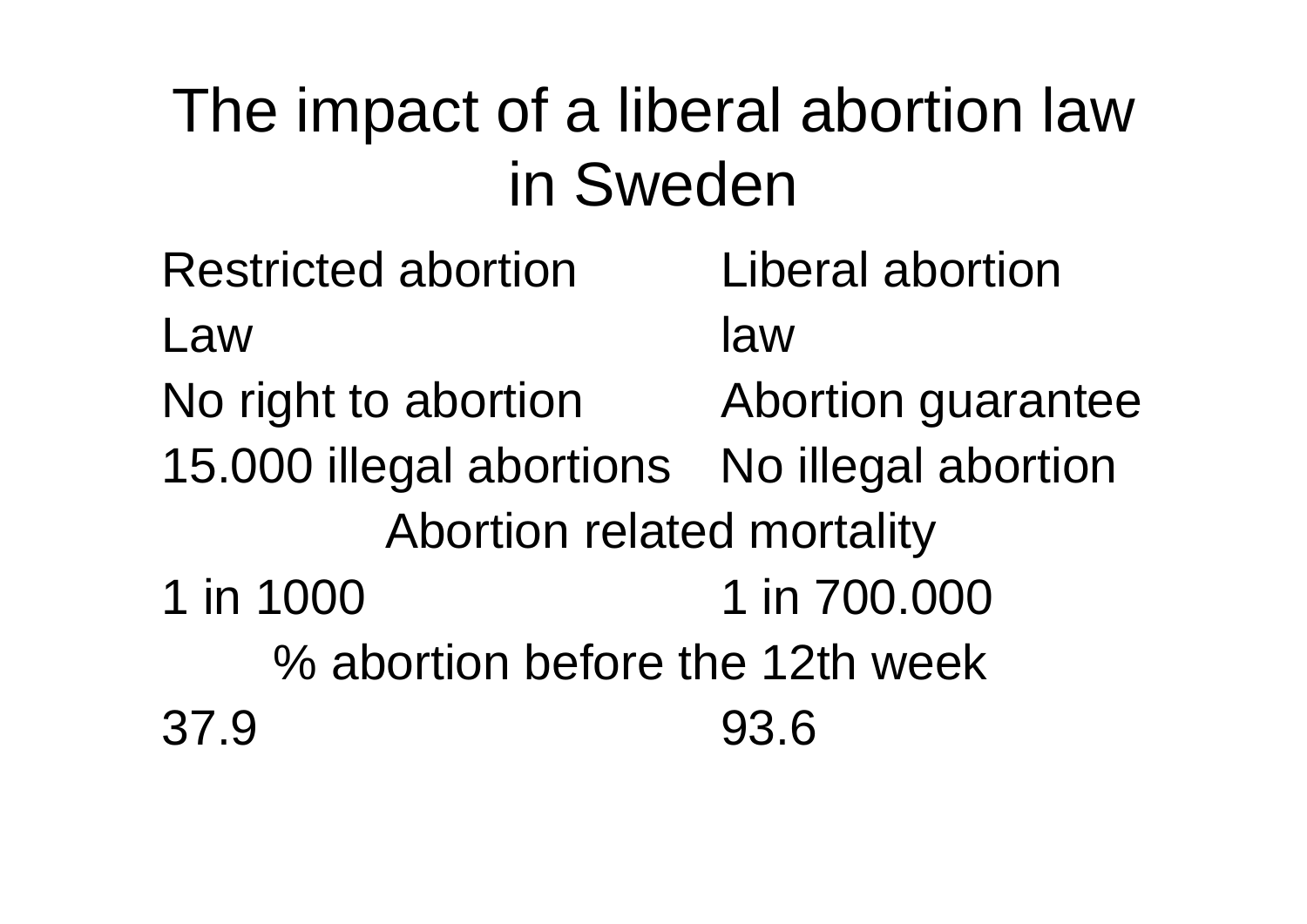# The impact of a liberal abortion law in Sweden

| Restricted abortion Law | Liberal abortion law |
| --- | --- |
| No right to abortion | Abortion guarantee |
| 15.000 illegal abortions | No illegal abortion |
| **Abortion related mortality** | |
| 1 in 1000 | 1 in 700.000 |
| **% abortion before the 12th week** | |
| 37.9 | 93.6 |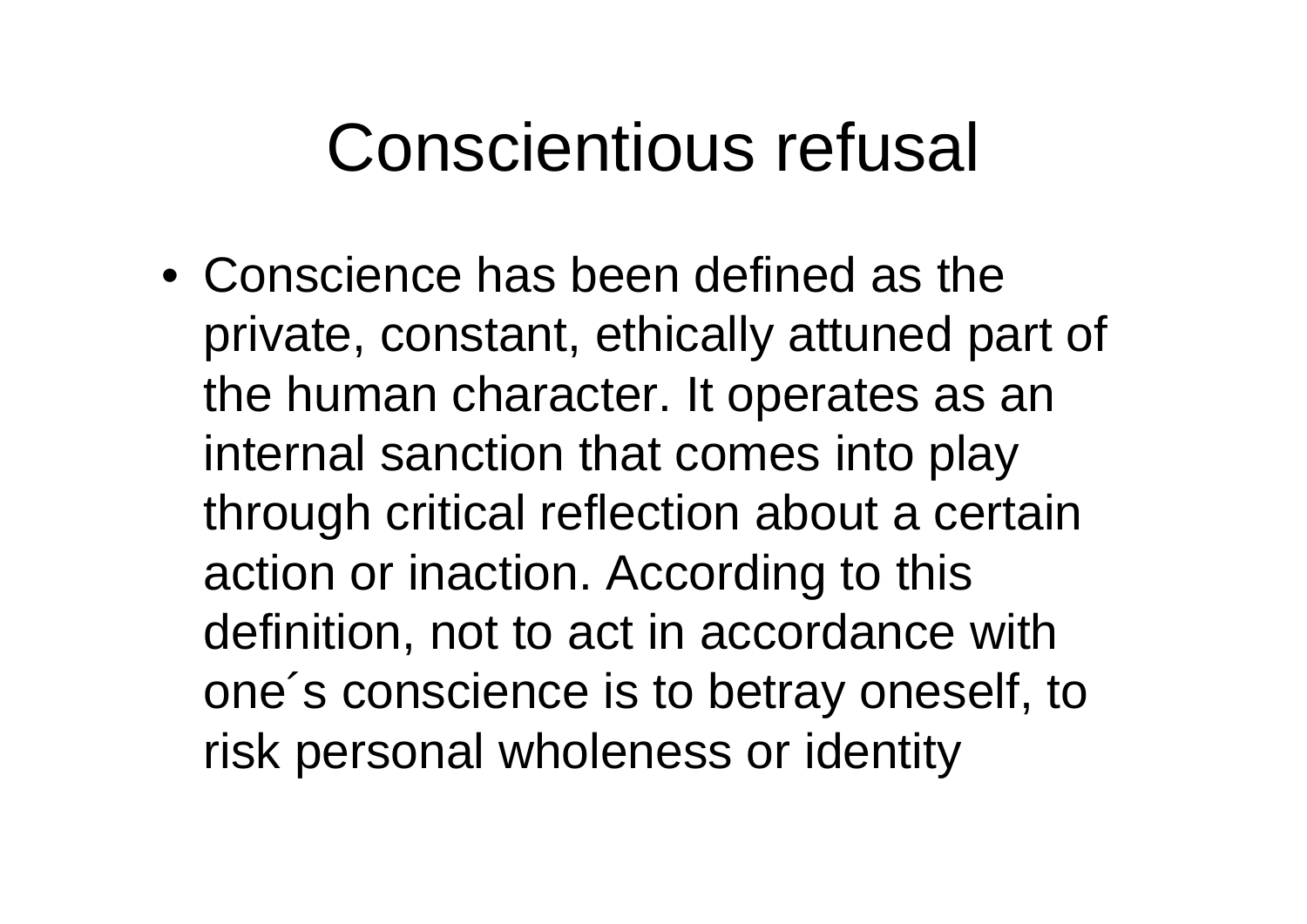# Conscientious refusal

- Conscience has been defined as the private, constant, ethically attuned part of the human character. It operates as an internal sanction that comes into play through critical reflection about a certain action or inaction. According to this definition, not to act in accordance with one´s conscience is to betray oneself, to risk personal wholeness or identity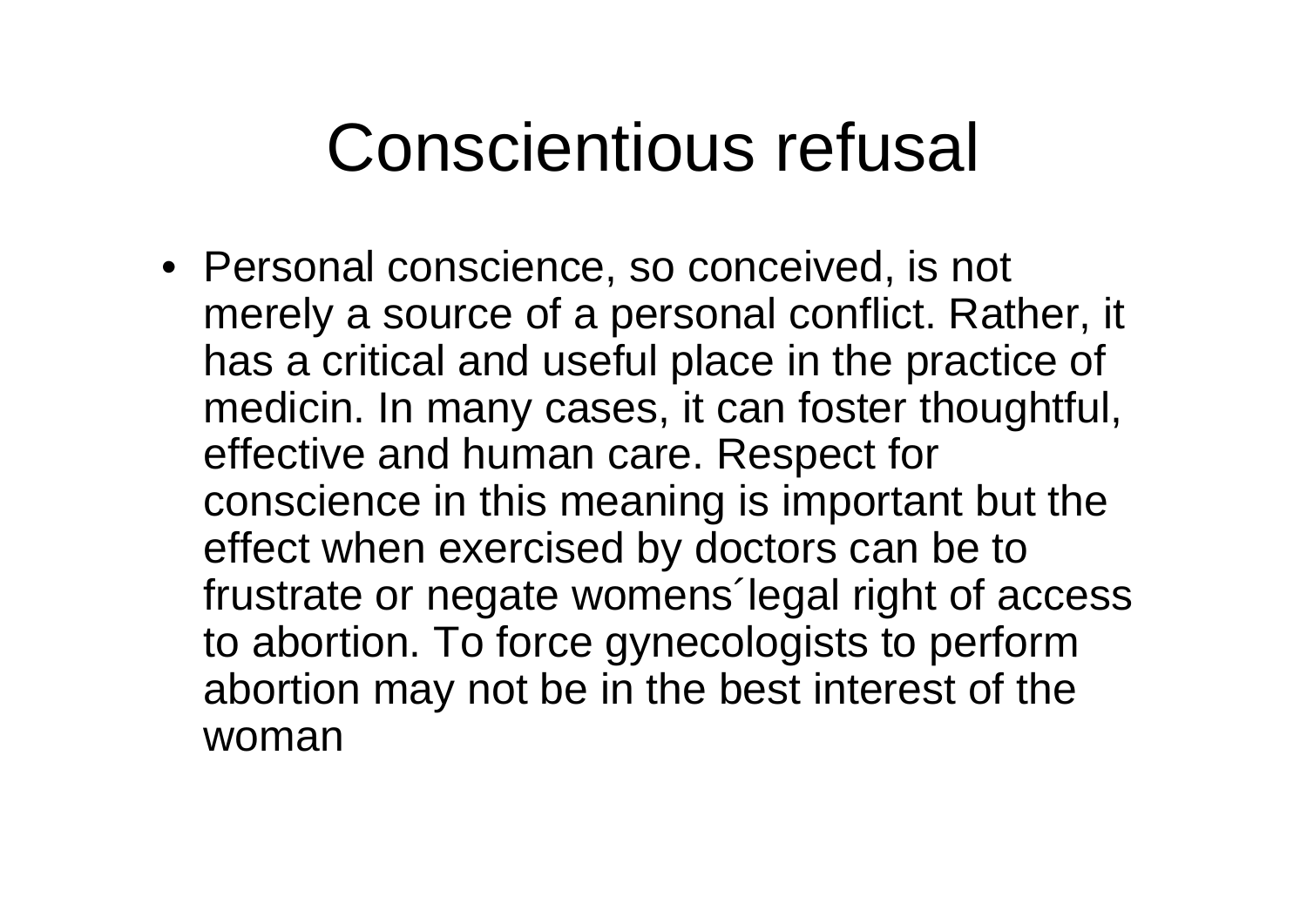# Conscientious refusal

- Personal conscience, so conceived, is not merely a source of a personal conflict. Rather, it has a critical and useful place in the practice of medicin. In many cases, it can foster thoughtful, effective and human care. Respect for conscience in this meaning is important but the effect when exercised by doctors can be to frustrate or negate womens´legal right of access to abortion. To force gynecologists to perform abortion may not be in the best interest of the woman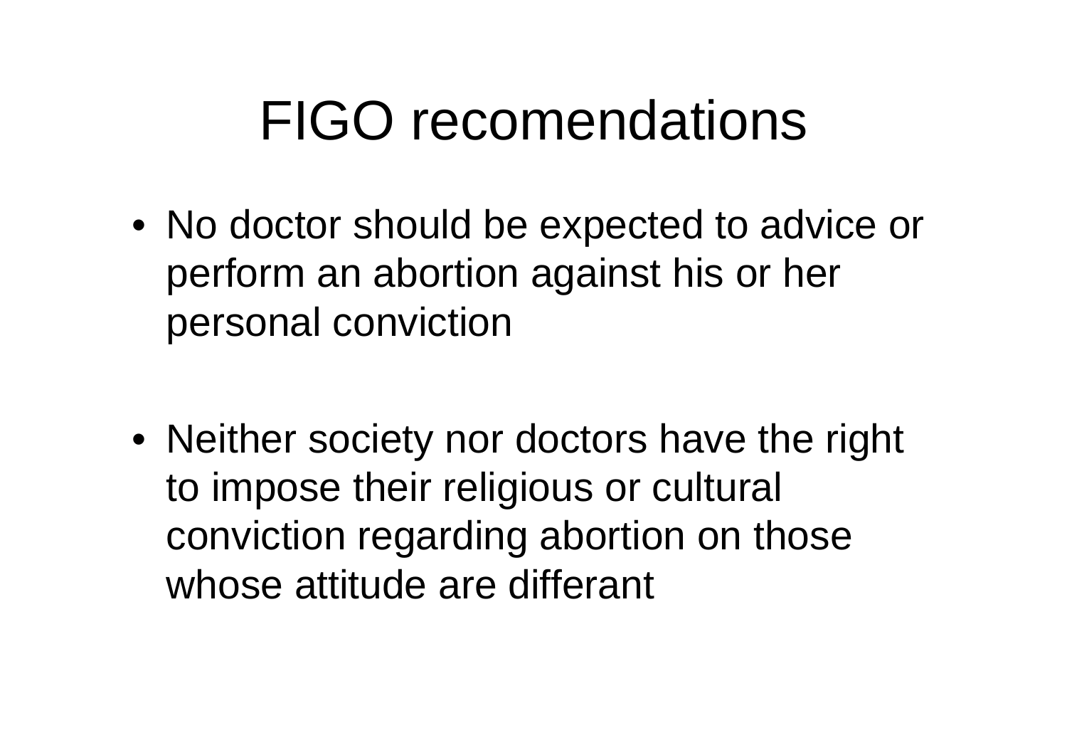# FIGO recomendations

- No doctor should be expected to advice or perform an abortion against his or her personal conviction

- Neither society nor doctors have the right to impose their religious or cultural conviction regarding abortion on those whose attitude are differant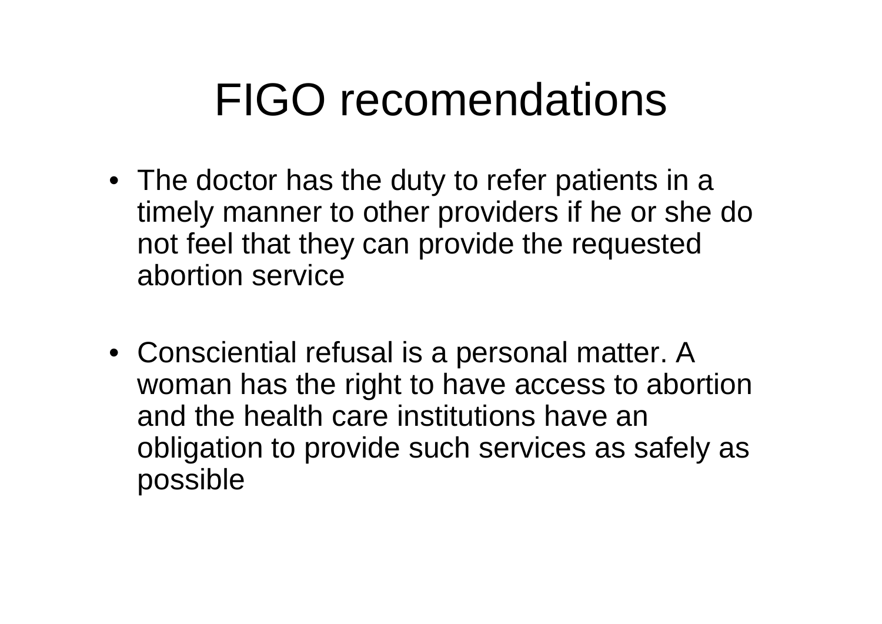# FIGO recomendations

- The doctor has the duty to refer patients in a timely manner to other providers if he or she do not feel that they can provide the requested abortion service

- Consciential refusal is a personal matter. A woman has the right to have access to abortion and the health care institutions have an obligation to provide such services as safely as possible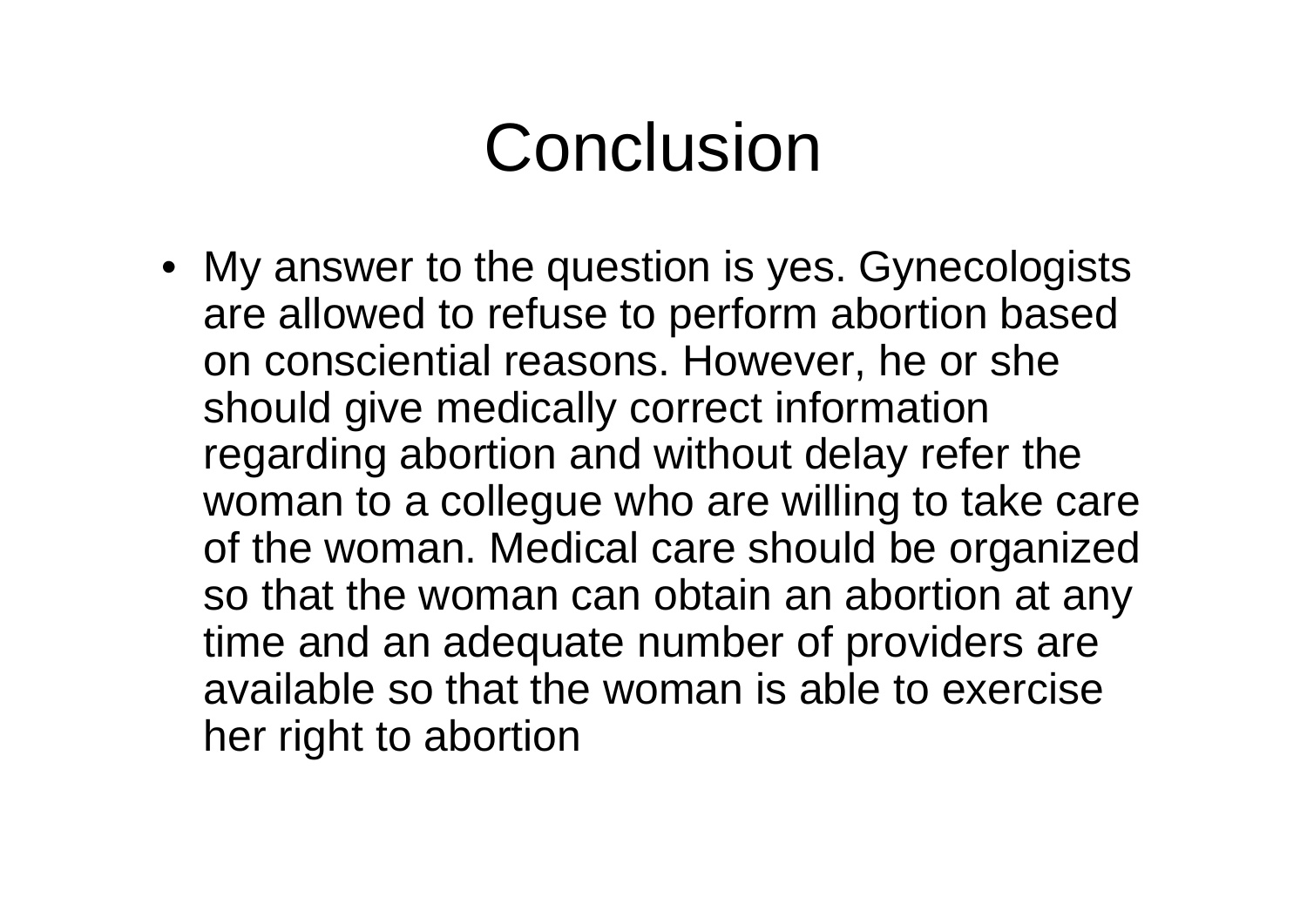# Conclusion

- My answer to the question is yes. Gynecologists are allowed to refuse to perform abortion based on consciential reasons. However, he or she should give medically correct information regarding abortion and without delay refer the woman to a collegue who are willing to take care of the woman. Medical care should be organized so that the woman can obtain an abortion at any time and an adequate number of providers are available so that the woman is able to exercise her right to abortion